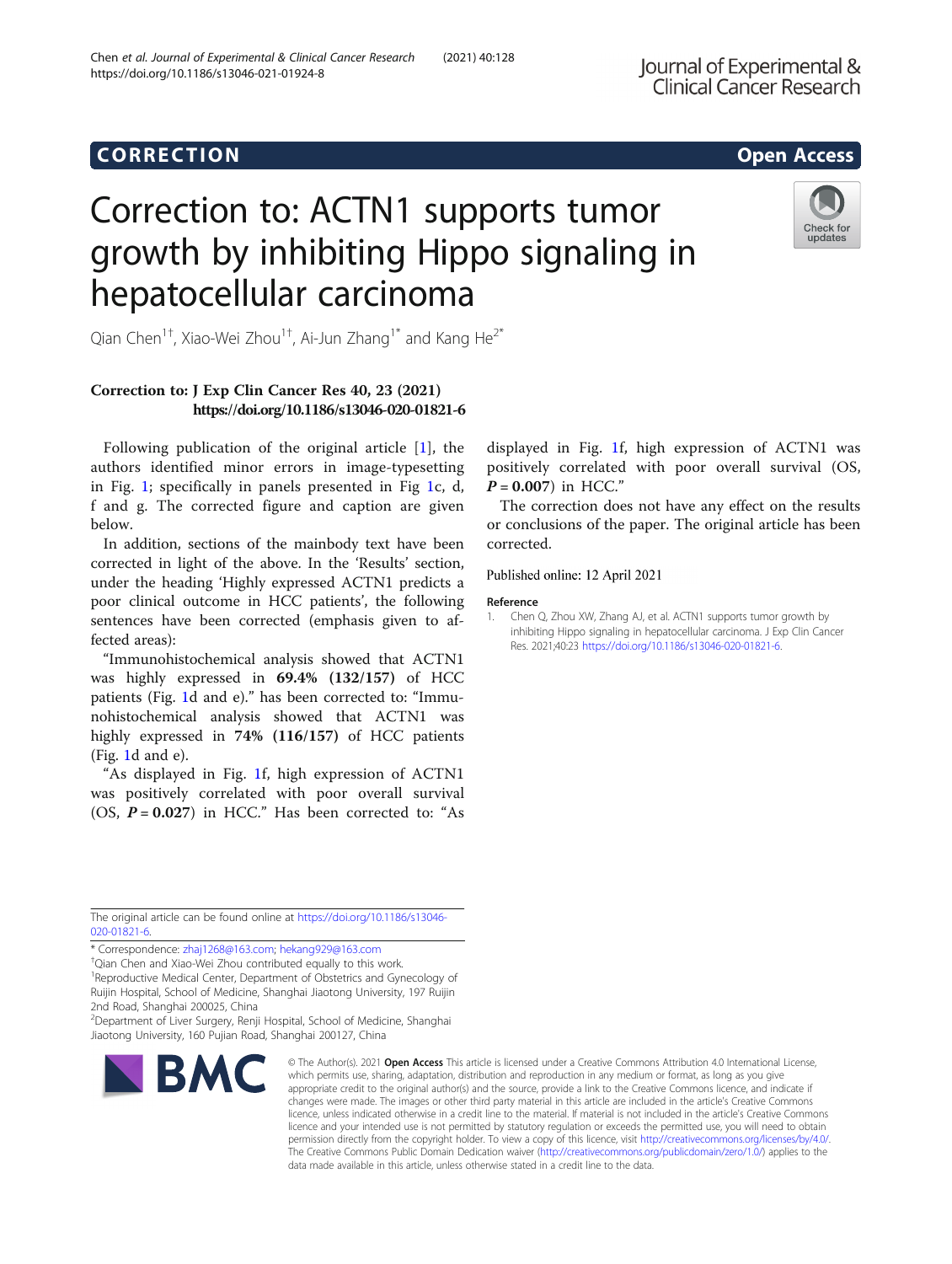CORRECTION

Open Access

# Correction to: ACTN1 supports tumor growth by inhibiting Hippo signaling in hepatocellular carcinoma

Qian Chen[1†], Xiao-Wei Zhou[1†], Ai-Jun Zhang[1*] and Kang He[2*]

**Correction to: J Exp Clin Cancer Res 40, 23 (2021)**
**https://doi.org/10.1186/s13046-020-01821-6**

Following publication of the original article [1], the authors identified minor errors in image-typesetting in Fig. 1; specifically in panels presented in Fig 1c, d, f and g. The corrected figure and caption are given below.

In addition, sections of the mainbody text have been corrected in light of the above. In the 'Results' section, under the heading 'Highly expressed ACTN1 predicts a poor clinical outcome in HCC patients', the following sentences have been corrected (emphasis given to affected areas):

"Immunohistochemical analysis showed that ACTN1 was highly expressed in **69.4% (132/157)** of HCC patients (Fig. 1d and e)." has been corrected to: "Immunohistochemical analysis showed that ACTN1 was highly expressed in **74% (116/157)** of HCC patients (Fig. 1d and e).

"As displayed in Fig. 1f, high expression of ACTN1 was positively correlated with poor overall survival (OS, ***P*** **= 0.027**) in HCC." Has been corrected to: "As displayed in Fig. 1f, high expression of ACTN1 was positively correlated with poor overall survival (OS, ***P*** **= 0.007**) in HCC."

The correction does not have any effect on the results or conclusions of the paper. The original article has been corrected.

Published online: 12 April 2021

## Reference

1. Chen Q, Zhou XW, Zhang AJ, et al. ACTN1 supports tumor growth by inhibiting Hippo signaling in hepatocellular carcinoma. J Exp Clin Cancer Res. 2021;40:23 https://doi.org/10.1186/s13046-020-01821-6.

The original article can be found online at https://doi.org/10.1186/s13046-020-01821-6.

\* Correspondence: zhaj1268@163.com; hekang929@163.com

†Qian Chen and Xiao-Wei Zhou contributed equally to this work.

[1] Reproductive Medical Center, Department of Obstetrics and Gynecology of Ruijin Hospital, School of Medicine, Shanghai Jiaotong University, 197 Ruijin 2nd Road, Shanghai 200025, China

[2] Department of Liver Surgery, Renji Hospital, School of Medicine, Shanghai Jiaotong University, 160 Pujian Road, Shanghai 200127, China

© The Author(s). 2021 **Open Access** This article is licensed under a Creative Commons Attribution 4.0 International License, which permits use, sharing, adaptation, distribution and reproduction in any medium or format, as long as you give appropriate credit to the original author(s) and the source, provide a link to the Creative Commons licence, and indicate if changes were made. The images or other third party material in this article are included in the article's Creative Commons licence, unless indicated otherwise in a credit line to the material. If material is not included in the article's Creative Commons licence and your intended use is not permitted by statutory regulation or exceeds the permitted use, you will need to obtain permission directly from the copyright holder. To view a copy of this licence, visit http://creativecommons.org/licenses/by/4.0/. The Creative Commons Public Domain Dedication waiver (http://creativecommons.org/publicdomain/zero/1.0/) applies to the data made available in this article, unless otherwise stated in a credit line to the data.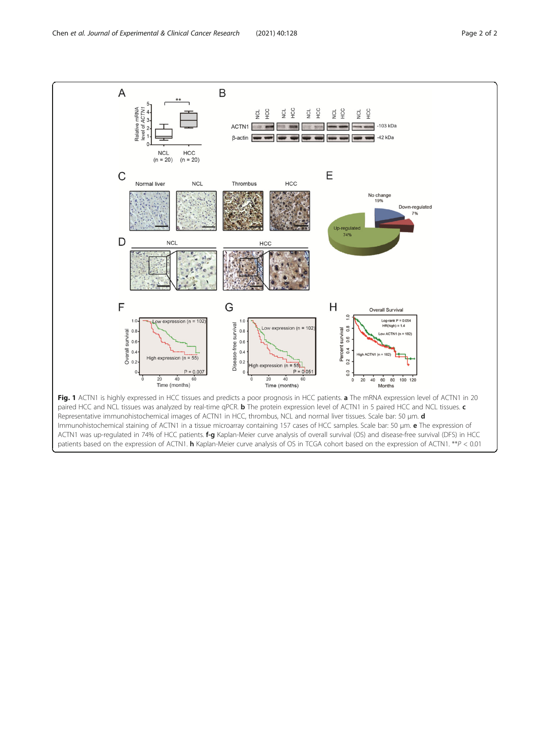A

Relative mRNA level of ACTN1

5
4
3
2
1
0

**

NCL (n = 20)
HCC (n = 20)

B

NCL HCC NCL HCC NCL HCC NCL HCC NCL HCC

ACTN1 -103 kDa

β-actin -42 kDa

C

Normal liver
NCL
Thrombus
HCC

D

NCL
HCC

E

No change 19%
Down-regulated 7%
Up-regulated 74%

F

Overall survival

1.0
0.8
0.6
0.4
0.2
0

Low expression (n = 102)
High expression (n = 55)
P = 0.007

0 20 40 60
Time (months)

G

Disease-free survival

1.0
0.8
0.6
0.4
0.2
0

Low expression (n = 102)
High expression (n = 55)
P = 0.051

0 20 40 60
Time (months)

H

Overall Survival

Log-rank P = 0.054
HR(high) = 1.4
Low ACTN1 (n = 182)
High ACTN1 (n = 182)

Percent survival

0.0 0.2 0.4 0.6 0.8 1.0

0 20 40 60 80 100 120
Months

**Fig. 1** ACTN1 is highly expressed in HCC tissues and predicts a poor prognosis in HCC patients. **a** The mRNA expression level of ACTN1 in 20 paired HCC and NCL tissues was analyzed by real-time qPCR. **b** The protein expression level of ACTN1 in 5 paired HCC and NCL tissues. **c** Representative immunohistochemical images of ACTN1 in HCC, thrombus, NCL and normal liver tissues. Scale bar: 50 μm. **d** Immunohistochemical staining of ACTN1 in a tissue microarray containing 157 cases of HCC samples. Scale bar: 50 μm. **e** The expression of ACTN1 was up-regulated in 74% of HCC patients. **f-g** Kaplan-Meier curve analysis of overall survival (OS) and disease-free survival (DFS) in HCC patients based on the expression of ACTN1. **h** Kaplan-Meier curve analysis of OS in TCGA cohort based on the expression of ACTN1. $^{**}P < 0.01$